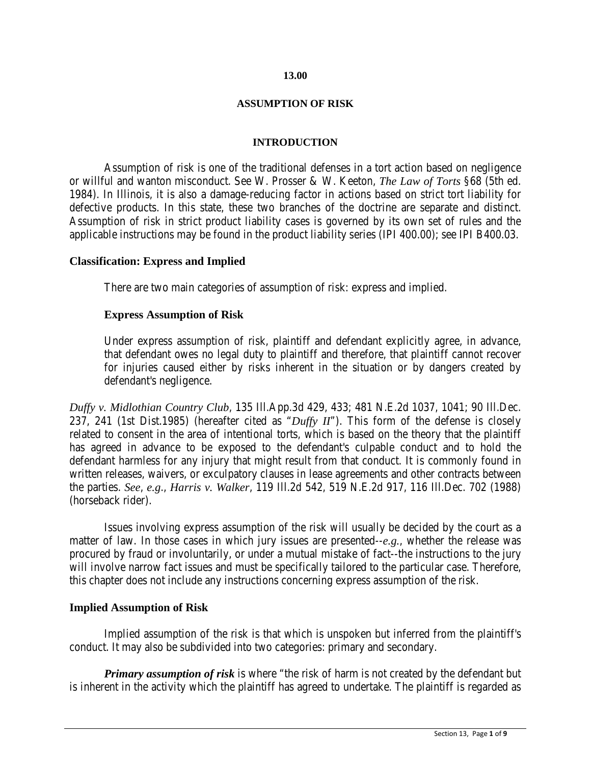**13.00**

# ASSUMPTION OF RISK

## INTRODUCTION

Assumption of risk is one of the traditional defenses in a tort action based on negligence or willful and wanton misconduct. See W. Prosser & W. Keeton, *The Law of Torts* §68 (5th ed. 1984). In Illinois, it is also a damage-reducing factor in actions based on strict tort liability for defective products. In this state, these two branches of the doctrine are separate and distinct. Assumption of risk in strict product liability cases is governed by its own set of rules and the applicable instructions may be found in the product liability series (IPI 400.00); see IPI B400.03.

### Classification: Express and Implied

There are two main categories of assumption of risk: express and implied.

#### Express Assumption of Risk

> Under express assumption of risk, plaintiff and defendant explicitly agree, in advance, that defendant owes no legal duty to plaintiff and therefore, that plaintiff cannot recover for injuries caused either by risks inherent in the situation or by dangers created by defendant's negligence.

*Duffy v. Midlothian Country Club*, 135 Ill.App.3d 429, 433; 481 N.E.2d 1037, 1041; 90 Ill.Dec. 237, 241 (1st Dist.1985) (hereafter cited as "*Duffy II*"). This form of the defense is closely related to consent in the area of intentional torts, which is based on the theory that the plaintiff has agreed in advance to be exposed to the defendant's culpable conduct and to hold the defendant harmless for any injury that might result from that conduct. It is commonly found in written releases, waivers, or exculpatory clauses in lease agreements and other contracts between the parties. *See, e.g., Harris v. Walker*, 119 Ill.2d 542, 519 N.E.2d 917, 116 Ill.Dec. 702 (1988) (horseback rider).

Issues involving express assumption of the risk will usually be decided by the court as a matter of law. In those cases in which jury issues are presented--*e.g.*, whether the release was procured by fraud or involuntarily, or under a mutual mistake of fact--the instructions to the jury will involve narrow fact issues and must be specifically tailored to the particular case. Therefore, this chapter does not include any instructions concerning express assumption of the risk.

### Implied Assumption of Risk

Implied assumption of the risk is that which is unspoken but inferred from the plaintiff's conduct. It may also be subdivided into two categories: primary and secondary.

***Primary assumption of risk*** is where "the risk of harm is not created by the defendant but is inherent in the activity which the plaintiff has agreed to undertake. The plaintiff is regarded as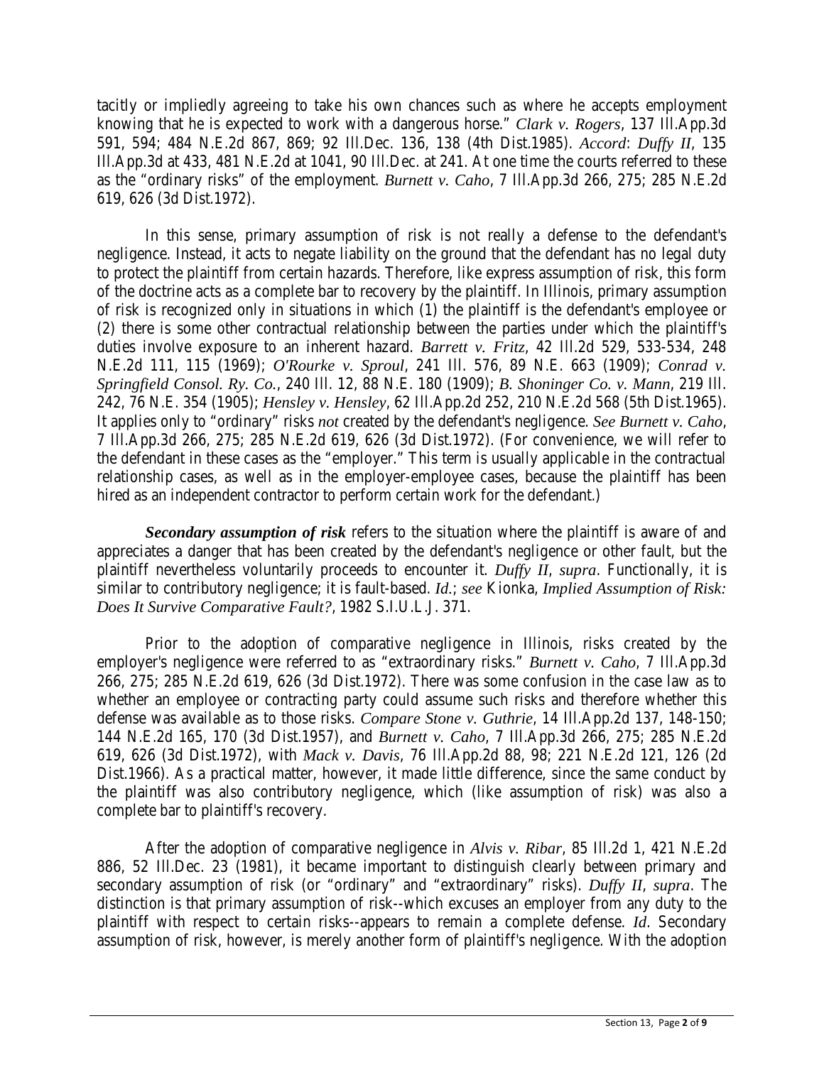tacitly or impliedly agreeing to take his own chances such as where he accepts employment knowing that he is expected to work with a dangerous horse." *Clark v. Rogers*, 137 Ill.App.3d 591, 594; 484 N.E.2d 867, 869; 92 Ill.Dec. 136, 138 (4th Dist.1985). *Accord*: *Duffy II*, 135 Ill.App.3d at 433, 481 N.E.2d at 1041, 90 Ill.Dec. at 241. At one time the courts referred to these as the "ordinary risks" of the employment. *Burnett v. Caho*, 7 Ill.App.3d 266, 275; 285 N.E.2d 619, 626 (3d Dist.1972).

In this sense, primary assumption of risk is not really a defense to the defendant's negligence. Instead, it acts to negate liability on the ground that the defendant has no legal duty to protect the plaintiff from certain hazards. Therefore, like express assumption of risk, this form of the doctrine acts as a complete bar to recovery by the plaintiff. In Illinois, primary assumption of risk is recognized only in situations in which (1) the plaintiff is the defendant's employee or (2) there is some other contractual relationship between the parties under which the plaintiff's duties involve exposure to an inherent hazard. *Barrett v. Fritz*, 42 Ill.2d 529, 533-534, 248 N.E.2d 111, 115 (1969); *O'Rourke v. Sproul*, 241 Ill. 576, 89 N.E. 663 (1909); *Conrad v. Springfield Consol. Ry. Co.*, 240 Ill. 12, 88 N.E. 180 (1909); *B. Shoninger Co. v. Mann*, 219 Ill. 242, 76 N.E. 354 (1905); *Hensley v. Hensley*, 62 Ill.App.2d 252, 210 N.E.2d 568 (5th Dist.1965). It applies only to "ordinary" risks *not* created by the defendant's negligence. *See Burnett v. Caho*, 7 Ill.App.3d 266, 275; 285 N.E.2d 619, 626 (3d Dist.1972). (For convenience, we will refer to the defendant in these cases as the "employer." This term is usually applicable in the contractual relationship cases, as well as in the employer-employee cases, because the plaintiff has been hired as an independent contractor to perform certain work for the defendant.)

***Secondary assumption of risk*** refers to the situation where the plaintiff is aware of and appreciates a danger that has been created by the defendant's negligence or other fault, but the plaintiff nevertheless voluntarily proceeds to encounter it. *Duffy II*, *supra*. Functionally, it is similar to contributory negligence; it is fault-based. *Id.*; *see* Kionka, *Implied Assumption of Risk: Does It Survive Comparative Fault?*, 1982 S.I.U.L.J. 371.

Prior to the adoption of comparative negligence in Illinois, risks created by the employer's negligence were referred to as "extraordinary risks." *Burnett v. Caho*, 7 Ill.App.3d 266, 275; 285 N.E.2d 619, 626 (3d Dist.1972). There was some confusion in the case law as to whether an employee or contracting party could assume such risks and therefore whether this defense was available as to those risks. *Compare Stone v. Guthrie*, 14 Ill.App.2d 137, 148-150; 144 N.E.2d 165, 170 (3d Dist.1957), and *Burnett v. Caho*, 7 Ill.App.3d 266, 275; 285 N.E.2d 619, 626 (3d Dist.1972), with *Mack v. Davis*, 76 Ill.App.2d 88, 98; 221 N.E.2d 121, 126 (2d Dist.1966). As a practical matter, however, it made little difference, since the same conduct by the plaintiff was also contributory negligence, which (like assumption of risk) was also a complete bar to plaintiff's recovery.

After the adoption of comparative negligence in *Alvis v. Ribar*, 85 Ill.2d 1, 421 N.E.2d 886, 52 Ill.Dec. 23 (1981), it became important to distinguish clearly between primary and secondary assumption of risk (or "ordinary" and "extraordinary" risks). *Duffy II*, *supra*. The distinction is that primary assumption of risk--which excuses an employer from any duty to the plaintiff with respect to certain risks--appears to remain a complete defense. *Id.* Secondary assumption of risk, however, is merely another form of plaintiff's negligence. With the adoption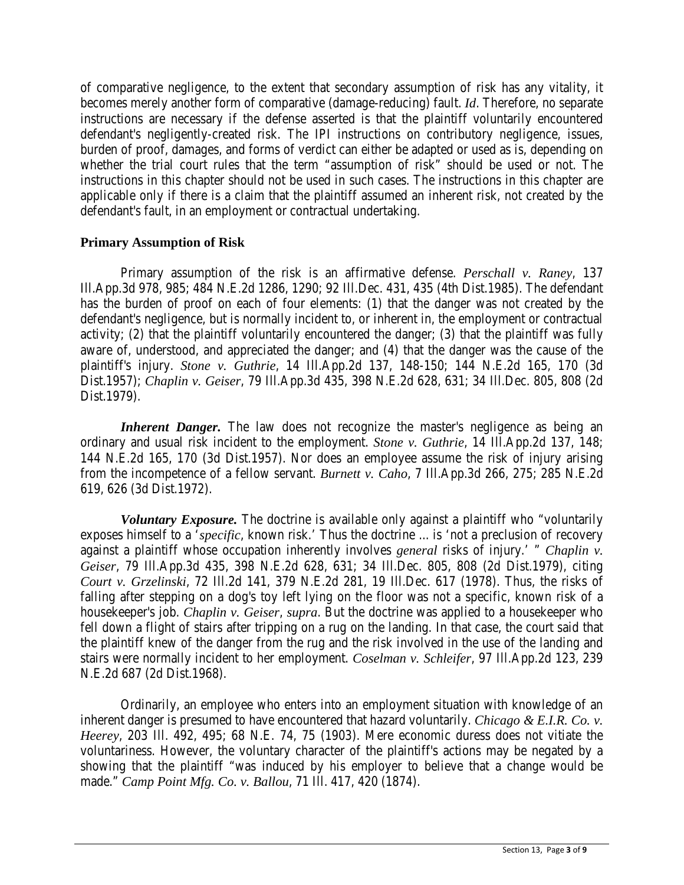of comparative negligence, to the extent that secondary assumption of risk has any vitality, it becomes merely another form of comparative (damage-reducing) fault. *Id*. Therefore, no separate instructions are necessary if the defense asserted is that the plaintiff voluntarily encountered defendant's negligently-created risk. The IPI instructions on contributory negligence, issues, burden of proof, damages, and forms of verdict can either be adapted or used as is, depending on whether the trial court rules that the term "assumption of risk" should be used or not. The instructions in this chapter should not be used in such cases. The instructions in this chapter are applicable only if there is a claim that the plaintiff assumed an inherent risk, not created by the defendant's fault, in an employment or contractual undertaking.

### Primary Assumption of Risk

Primary assumption of the risk is an affirmative defense. *Perschall v. Raney*, 137 Ill.App.3d 978, 985; 484 N.E.2d 1286, 1290; 92 Ill.Dec. 431, 435 (4th Dist.1985). The defendant has the burden of proof on each of four elements: (1) that the danger was not created by the defendant's negligence, but is normally incident to, or inherent in, the employment or contractual activity; (2) that the plaintiff voluntarily encountered the danger; (3) that the plaintiff was fully aware of, understood, and appreciated the danger; and (4) that the danger was the cause of the plaintiff's injury. *Stone v. Guthrie*, 14 Ill.App.2d 137, 148-150; 144 N.E.2d 165, 170 (3d Dist.1957); *Chaplin v. Geiser*, 79 Ill.App.3d 435, 398 N.E.2d 628, 631; 34 Ill.Dec. 805, 808 (2d Dist.1979).

***Inherent Danger.*** The law does not recognize the master's negligence as being an ordinary and usual risk incident to the employment. *Stone v. Guthrie*, 14 Ill.App.2d 137, 148; 144 N.E.2d 165, 170 (3d Dist.1957). Nor does an employee assume the risk of injury arising from the incompetence of a fellow servant. *Burnett v. Caho*, 7 Ill.App.3d 266, 275; 285 N.E.2d 619, 626 (3d Dist.1972).

***Voluntary Exposure.*** The doctrine is available only against a plaintiff who "voluntarily exposes himself to a '*specific*, known risk.' Thus the doctrine ... is 'not a preclusion of recovery against a plaintiff whose occupation inherently involves *general* risks of injury.' " *Chaplin v. Geiser*, 79 Ill.App.3d 435, 398 N.E.2d 628, 631; 34 Ill.Dec. 805, 808 (2d Dist.1979), citing *Court v. Grzelinski*, 72 Ill.2d 141, 379 N.E.2d 281, 19 Ill.Dec. 617 (1978). Thus, the risks of falling after stepping on a dog's toy left lying on the floor was not a specific, known risk of a housekeeper's job. *Chaplin v. Geiser*, *supra*. But the doctrine was applied to a housekeeper who fell down a flight of stairs after tripping on a rug on the landing. In that case, the court said that the plaintiff knew of the danger from the rug and the risk involved in the use of the landing and stairs were normally incident to her employment. *Coselman v. Schleifer*, 97 Ill.App.2d 123, 239 N.E.2d 687 (2d Dist.1968).

Ordinarily, an employee who enters into an employment situation with knowledge of an inherent danger is presumed to have encountered that hazard voluntarily. *Chicago & E.I.R. Co. v. Heerey*, 203 Ill. 492, 495; 68 N.E. 74, 75 (1903). Mere economic duress does not vitiate the voluntariness. However, the voluntary character of the plaintiff's actions may be negated by a showing that the plaintiff "was induced by his employer to believe that a change would be made." *Camp Point Mfg. Co. v. Ballou*, 71 Ill. 417, 420 (1874).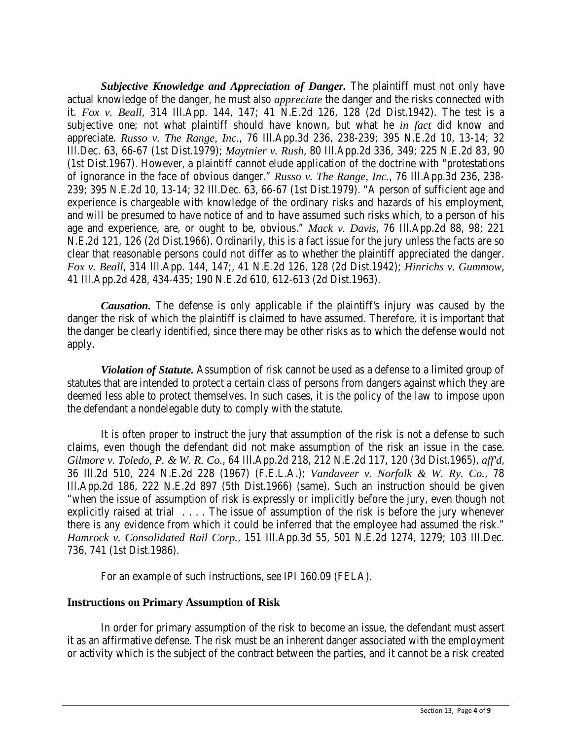***Subjective Knowledge and Appreciation of Danger.*** The plaintiff must not only have actual knowledge of the danger, he must also *appreciate* the danger and the risks connected with it. *Fox v. Beall*, 314 Ill.App. 144, 147; 41 N.E.2d 126, 128 (2d Dist.1942). The test is a subjective one; not what plaintiff should have known, but what he *in fact* did know and appreciate. *Russo v. The Range, Inc.*, 76 Ill.App.3d 236, 238-239; 395 N.E.2d 10, 13-14; 32 Ill.Dec. 63, 66-67 (1st Dist.1979); *Maytnier v. Rush*, 80 Ill.App.2d 336, 349; 225 N.E.2d 83, 90 (1st Dist.1967). However, a plaintiff cannot elude application of the doctrine with "protestations of ignorance in the face of obvious danger." *Russo v. The Range, Inc.*, 76 Ill.App.3d 236, 238-239; 395 N.E.2d 10, 13-14; 32 Ill.Dec. 63, 66-67 (1st Dist.1979). "A person of sufficient age and experience is chargeable with knowledge of the ordinary risks and hazards of his employment, and will be presumed to have notice of and to have assumed such risks which, to a person of his age and experience, are, or ought to be, obvious." *Mack v. Davis*, 76 Ill.App.2d 88, 98; 221 N.E.2d 121, 126 (2d Dist.1966). Ordinarily, this is a fact issue for the jury unless the facts are so clear that reasonable persons could not differ as to whether the plaintiff appreciated the danger. *Fox v. Beall*, 314 Ill.App. 144, 147;, 41 N.E.2d 126, 128 (2d Dist.1942); *Hinrichs v. Gummow*, 41 Ill.App.2d 428, 434-435; 190 N.E.2d 610, 612-613 (2d Dist.1963).

***Causation.*** The defense is only applicable if the plaintiff's injury was caused by the danger the risk of which the plaintiff is claimed to have assumed. Therefore, it is important that the danger be clearly identified, since there may be other risks as to which the defense would not apply.

***Violation of Statute.*** Assumption of risk cannot be used as a defense to a limited group of statutes that are intended to protect a certain class of persons from dangers against which they are deemed less able to protect themselves. In such cases, it is the policy of the law to impose upon the defendant a nondelegable duty to comply with the statute.

It is often proper to instruct the jury that assumption of the risk is not a defense to such claims, even though the defendant did not make assumption of the risk an issue in the case. *Gilmore v. Toledo, P. & W. R. Co.*, 64 Ill.App.2d 218, 212 N.E.2d 117, 120 (3d Dist.1965), *aff'd*, 36 Ill.2d 510, 224 N.E.2d 228 (1967) (F.E.L.A.); *Vandaveer v. Norfolk & W. Ry. Co.*, 78 Ill.App.2d 186, 222 N.E.2d 897 (5th Dist.1966) (same). Such an instruction should be given "when the issue of assumption of risk is expressly or implicitly before the jury, even though not explicitly raised at trial . . . . The issue of assumption of the risk is before the jury whenever there is any evidence from which it could be inferred that the employee had assumed the risk." *Hamrock v. Consolidated Rail Corp.*, 151 Ill.App.3d 55, 501 N.E.2d 1274, 1279; 103 Ill.Dec. 736, 741 (1st Dist.1986).

For an example of such instructions, see IPI 160.09 (FELA).

**Instructions on Primary Assumption of Risk**

In order for primary assumption of the risk to become an issue, the defendant must assert it as an affirmative defense. The risk must be an inherent danger associated with the employment or activity which is the subject of the contract between the parties, and it cannot be a risk created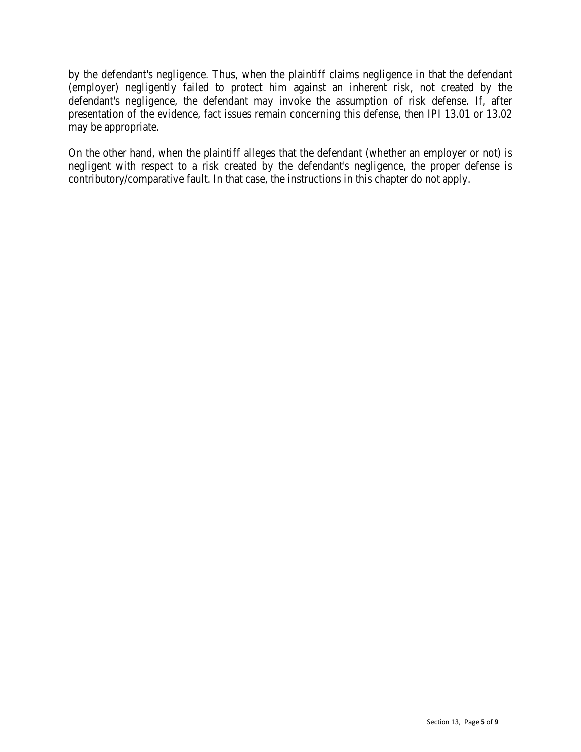by the defendant's negligence. Thus, when the plaintiff claims negligence in that the defendant (employer) negligently failed to protect him against an inherent risk, not created by the defendant's negligence, the defendant may invoke the assumption of risk defense. If, after presentation of the evidence, fact issues remain concerning this defense, then IPI 13.01 or 13.02 may be appropriate.

On the other hand, when the plaintiff alleges that the defendant (whether an employer or not) is negligent with respect to a risk created by the defendant's negligence, the proper defense is contributory/comparative fault. In that case, the instructions in this chapter do not apply.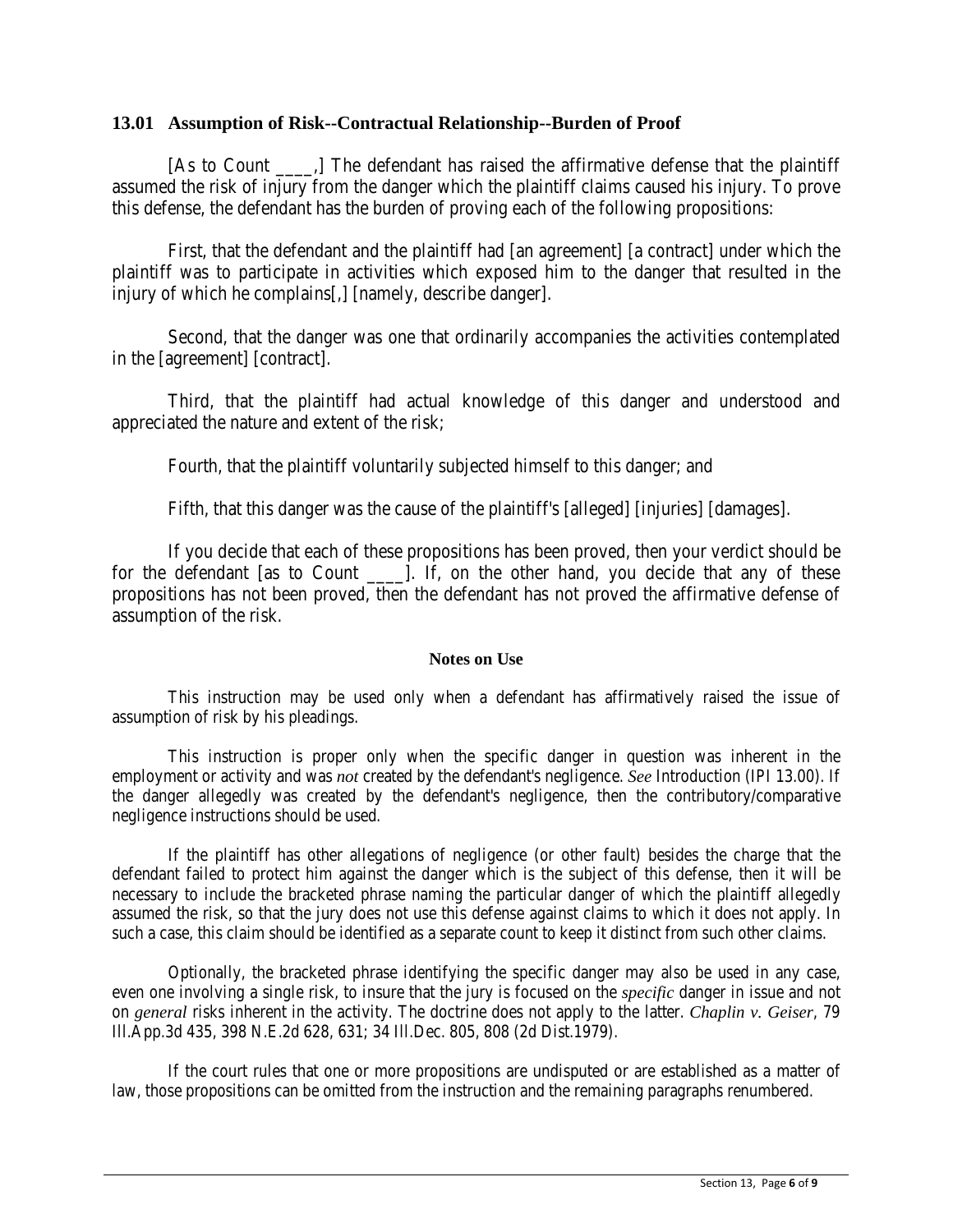### 13.01 Assumption of Risk--Contractual Relationship--Burden of Proof

[As to Count ____,] The defendant has raised the affirmative defense that the plaintiff assumed the risk of injury from the danger which the plaintiff claims caused his injury. To prove this defense, the defendant has the burden of proving each of the following propositions:

First, that the defendant and the plaintiff had [an agreement] [a contract] under which the plaintiff was to participate in activities which exposed him to the danger that resulted in the injury of which he complains[,] [namely, describe danger].

Second, that the danger was one that ordinarily accompanies the activities contemplated in the [agreement] [contract].

Third, that the plaintiff had actual knowledge of this danger and understood and appreciated the nature and extent of the risk;

Fourth, that the plaintiff voluntarily subjected himself to this danger; and

Fifth, that this danger was the cause of the plaintiff's [alleged] [injuries] [damages].

If you decide that each of these propositions has been proved, then your verdict should be for the defendant [as to Count ____]. If, on the other hand, you decide that any of these propositions has not been proved, then the defendant has not proved the affirmative defense of assumption of the risk.

#### Notes on Use

This instruction may be used only when a defendant has affirmatively raised the issue of assumption of risk by his pleadings.

This instruction is proper only when the specific danger in question was inherent in the employment or activity and was *not* created by the defendant's negligence. *See* Introduction (IPI 13.00). If the danger allegedly was created by the defendant's negligence, then the contributory/comparative negligence instructions should be used.

If the plaintiff has other allegations of negligence (or other fault) besides the charge that the defendant failed to protect him against the danger which is the subject of this defense, then it will be necessary to include the bracketed phrase naming the particular danger of which the plaintiff allegedly assumed the risk, so that the jury does not use this defense against claims to which it does not apply. In such a case, this claim should be identified as a separate count to keep it distinct from such other claims.

Optionally, the bracketed phrase identifying the specific danger may also be used in any case, even one involving a single risk, to insure that the jury is focused on the *specific* danger in issue and not on *general* risks inherent in the activity. The doctrine does not apply to the latter. *Chaplin v. Geiser*, 79 Ill.App.3d 435, 398 N.E.2d 628, 631; 34 Ill.Dec. 805, 808 (2d Dist.1979).

If the court rules that one or more propositions are undisputed or are established as a matter of law, those propositions can be omitted from the instruction and the remaining paragraphs renumbered.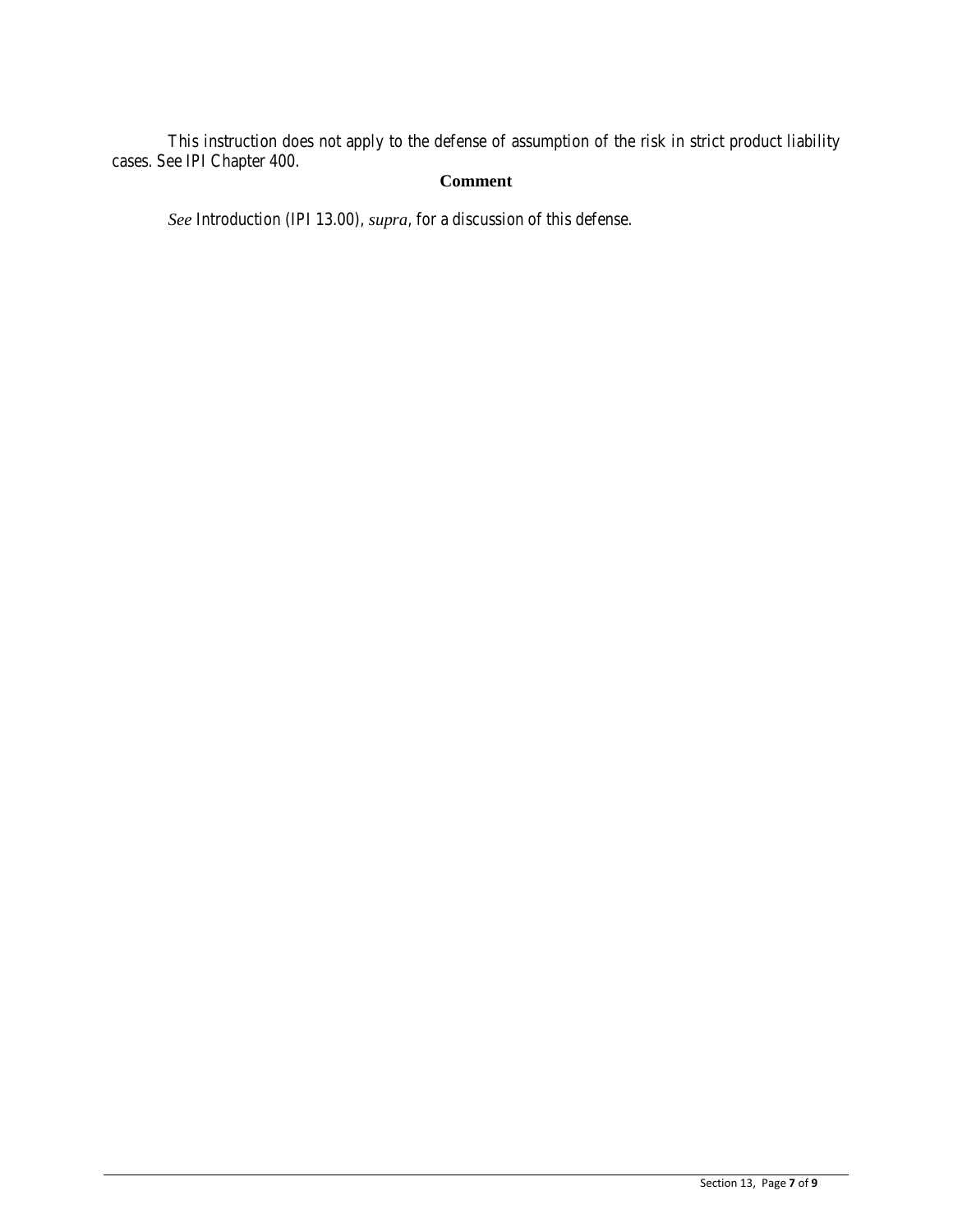This instruction does not apply to the defense of assumption of the risk in strict product liability cases. See IPI Chapter 400.

**Comment**

*See* Introduction (IPI 13.00), *supra*, for a discussion of this defense.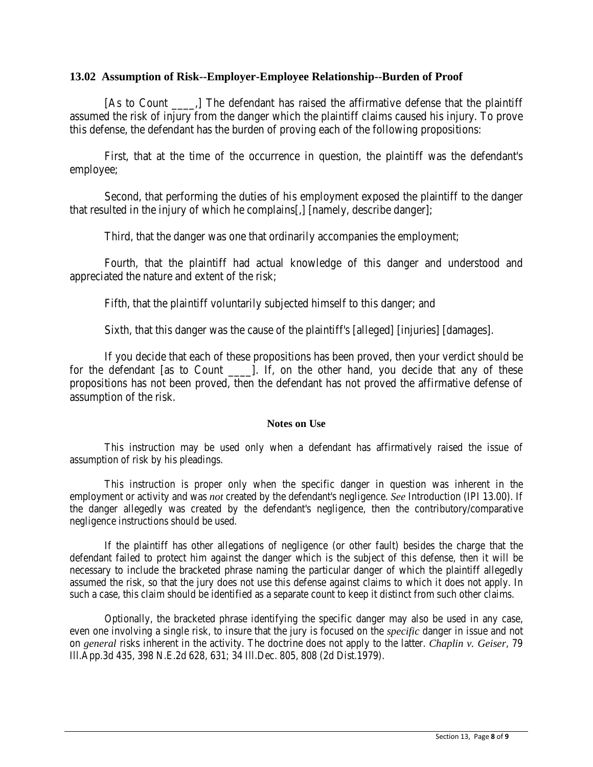### 13.02 Assumption of Risk--Employer-Employee Relationship--Burden of Proof

[As to Count ____,] The defendant has raised the affirmative defense that the plaintiff assumed the risk of injury from the danger which the plaintiff claims caused his injury. To prove this defense, the defendant has the burden of proving each of the following propositions:

First, that at the time of the occurrence in question, the plaintiff was the defendant's employee;

Second, that performing the duties of his employment exposed the plaintiff to the danger that resulted in the injury of which he complains[,] [namely, describe danger];

Third, that the danger was one that ordinarily accompanies the employment;

Fourth, that the plaintiff had actual knowledge of this danger and understood and appreciated the nature and extent of the risk;

Fifth, that the plaintiff voluntarily subjected himself to this danger; and

Sixth, that this danger was the cause of the plaintiff's [alleged] [injuries] [damages].

If you decide that each of these propositions has been proved, then your verdict should be for the defendant [as to Count ____]. If, on the other hand, you decide that any of these propositions has not been proved, then the defendant has not proved the affirmative defense of assumption of the risk.

**Notes on Use**

This instruction may be used only when a defendant has affirmatively raised the issue of assumption of risk by his pleadings.

This instruction is proper only when the specific danger in question was inherent in the employment or activity and was *not* created by the defendant's negligence. *See* Introduction (IPI 13.00). If the danger allegedly was created by the defendant's negligence, then the contributory/comparative negligence instructions should be used.

If the plaintiff has other allegations of negligence (or other fault) besides the charge that the defendant failed to protect him against the danger which is the subject of this defense, then it will be necessary to include the bracketed phrase naming the particular danger of which the plaintiff allegedly assumed the risk, so that the jury does not use this defense against claims to which it does not apply. In such a case, this claim should be identified as a separate count to keep it distinct from such other claims.

Optionally, the bracketed phrase identifying the specific danger may also be used in any case, even one involving a single risk, to insure that the jury is focused on the *specific* danger in issue and not on *general* risks inherent in the activity. The doctrine does not apply to the latter. *Chaplin v. Geiser*, 79 Ill.App.3d 435, 398 N.E.2d 628, 631; 34 Ill.Dec. 805, 808 (2d Dist.1979).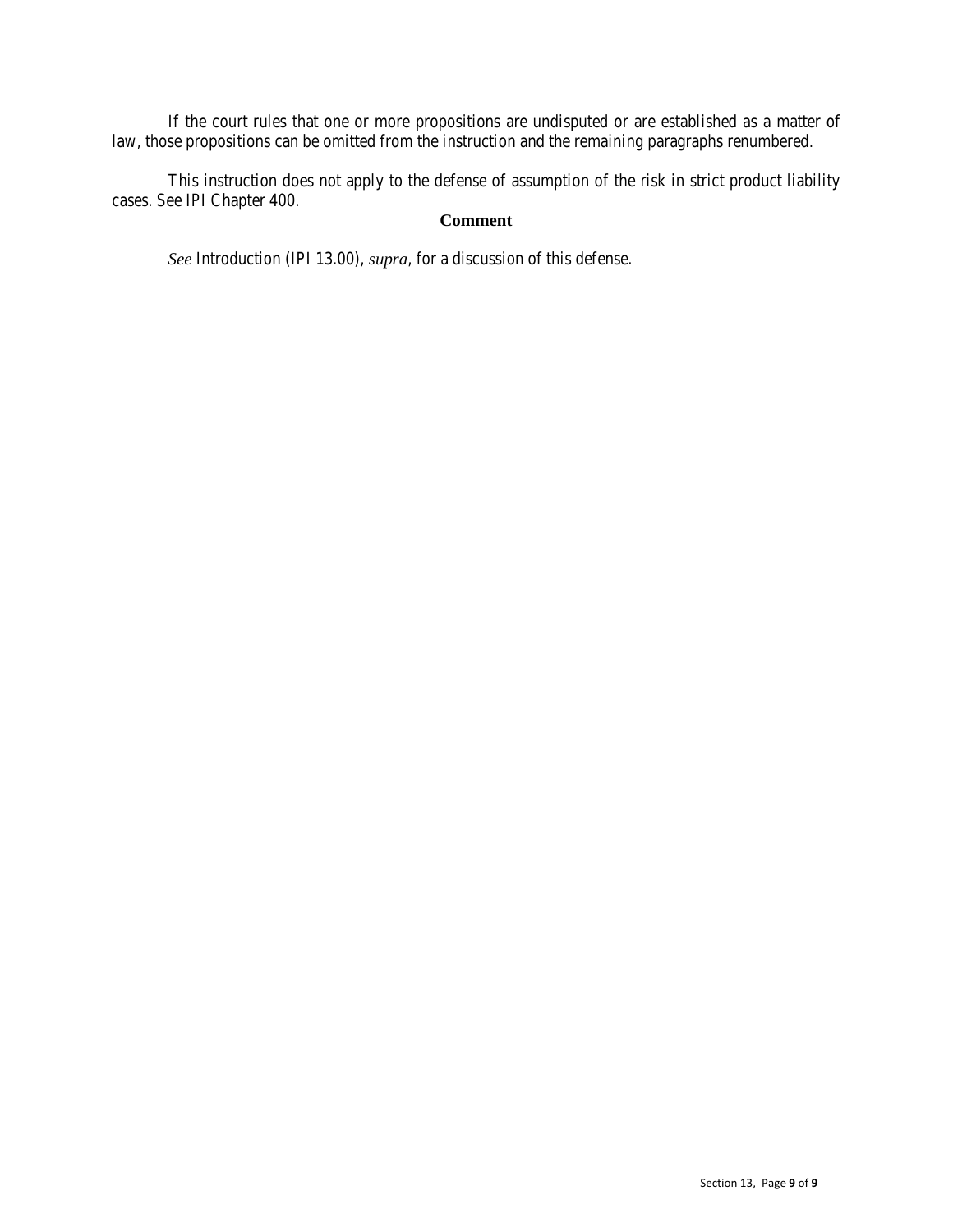If the court rules that one or more propositions are undisputed or are established as a matter of law, those propositions can be omitted from the instruction and the remaining paragraphs renumbered.

This instruction does not apply to the defense of assumption of the risk in strict product liability cases. See IPI Chapter 400.

## Comment

*See* Introduction (IPI 13.00), *supra*, for a discussion of this defense.